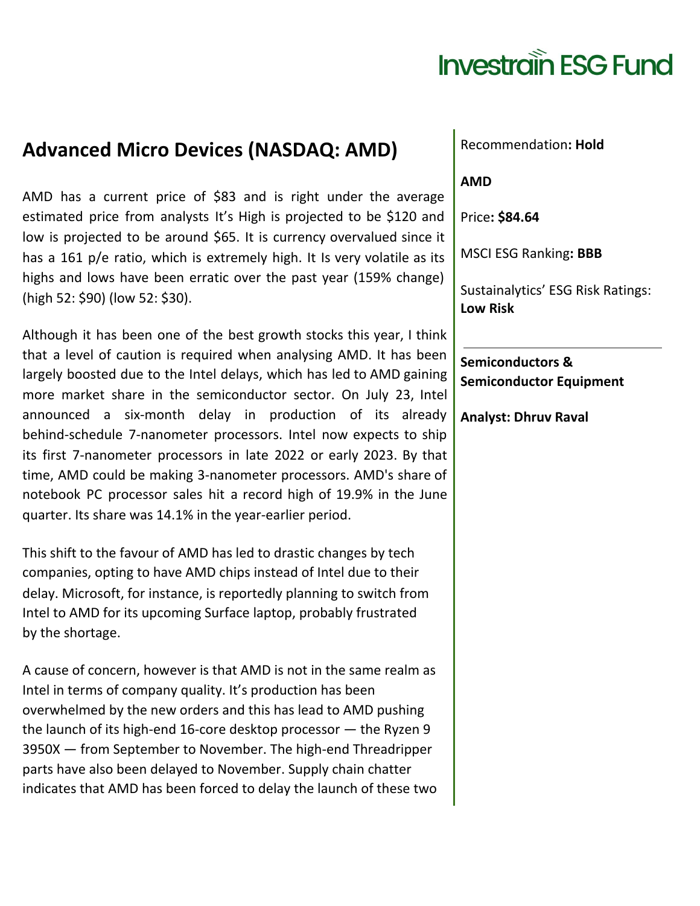Investrain ESG Fund

## Advanced Micro Devices (NASDAQ: AMD)

AMD has a current price of $83 and is right under the average estimated price from analysts It's High is projected to be $120 and low is projected to be around $65. It is currency overvalued since it has a 161 p/e ratio, which is extremely high. It Is very volatile as its highs and lows have been erratic over the past year (159% change) (high 52: $90) (low 52: $30).

Although it has been one of the best growth stocks this year, I think that a level of caution is required when analysing AMD. It has been largely boosted due to the Intel delays, which has led to AMD gaining more market share in the semiconductor sector. On July 23, Intel announced a six-month delay in production of its already behind-schedule 7-nanometer processors. Intel now expects to ship its first 7-nanometer processors in late 2022 or early 2023. By that time, AMD could be making 3-nanometer processors. AMD's share of notebook PC processor sales hit a record high of 19.9% in the June quarter. Its share was 14.1% in the year-earlier period.

This shift to the favour of AMD has led to drastic changes by tech companies, opting to have AMD chips instead of Intel due to their delay. Microsoft, for instance, is reportedly planning to switch from Intel to AMD for its upcoming Surface laptop, probably frustrated by the shortage.

A cause of concern, however is that AMD is not in the same realm as Intel in terms of company quality. It's production has been overwhelmed by the new orders and this has lead to AMD pushing the launch of its high-end 16-core desktop processor — the Ryzen 9 3950X — from September to November. The high-end Threadripper parts have also been delayed to November. Supply chain chatter indicates that AMD has been forced to delay the launch of these two

Recommendation**: Hold**

**AMD**

Price**: $84.64**

MSCI ESG Ranking**: BBB**

Sustainalytics' ESG Risk Ratings: **Low Risk**

---

**Semiconductors & Semiconductor Equipment**

**Analyst: Dhruv Raval**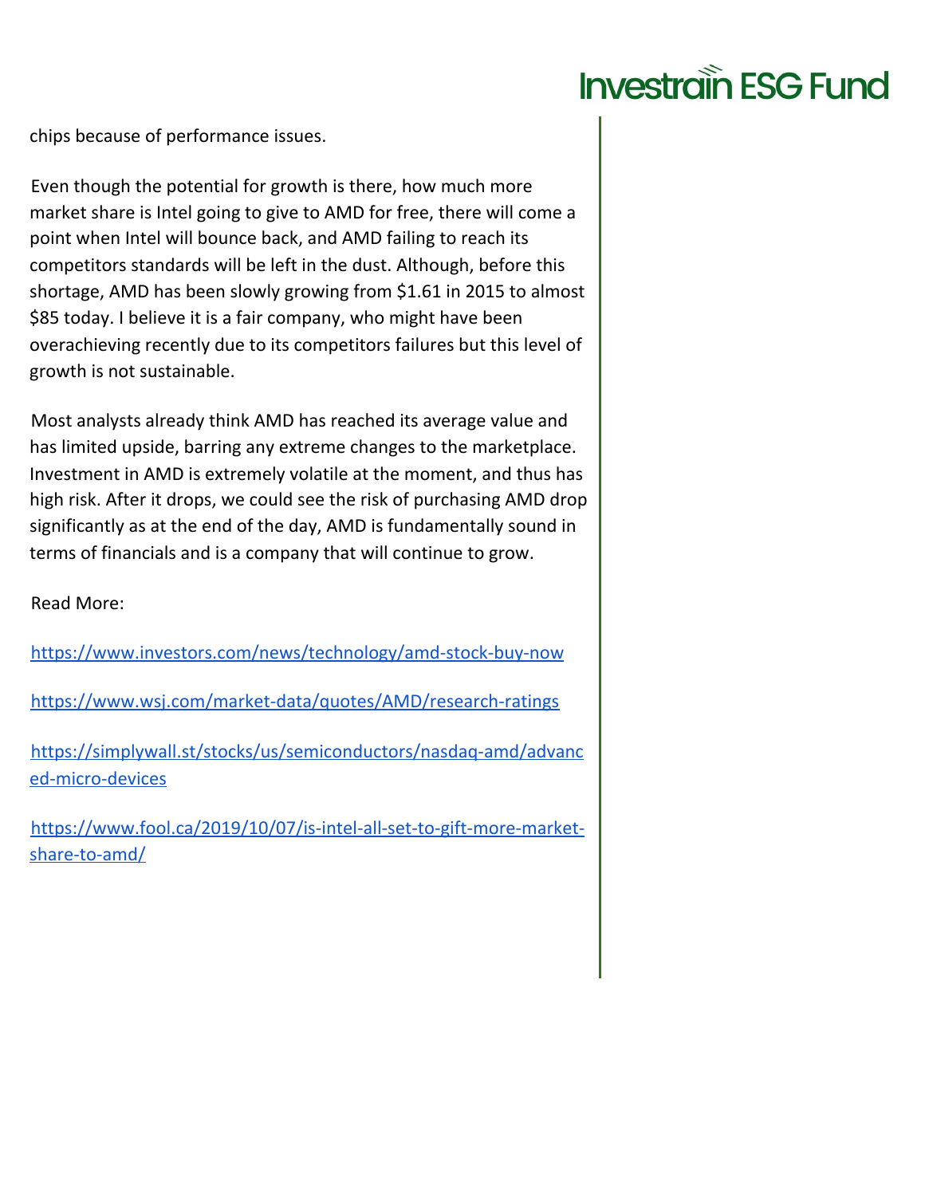chips because of performance issues.

Even though the potential for growth is there, how much more market share is Intel going to give to AMD for free, there will come a point when Intel will bounce back, and AMD failing to reach its competitors standards will be left in the dust. Although, before this shortage, AMD has been slowly growing from $1.61 in 2015 to almost $85 today. I believe it is a fair company, who might have been overachieving recently due to its competitors failures but this level of growth is not sustainable.

Most analysts already think AMD has reached its average value and has limited upside, barring any extreme changes to the marketplace. Investment in AMD is extremely volatile at the moment, and thus has high risk. After it drops, we could see the risk of purchasing AMD drop significantly as at the end of the day, AMD is fundamentally sound in terms of financials and is a company that will continue to grow.

Read More:

https://www.investors.com/news/technology/amd-stock-buy-now

https://www.wsj.com/market-data/quotes/AMD/research-ratings

https://simplywall.st/stocks/us/semiconductors/nasdaq-amd/advanced-micro-devices

https://www.fool.ca/2019/10/07/is-intel-all-set-to-gift-more-market-share-to-amd/